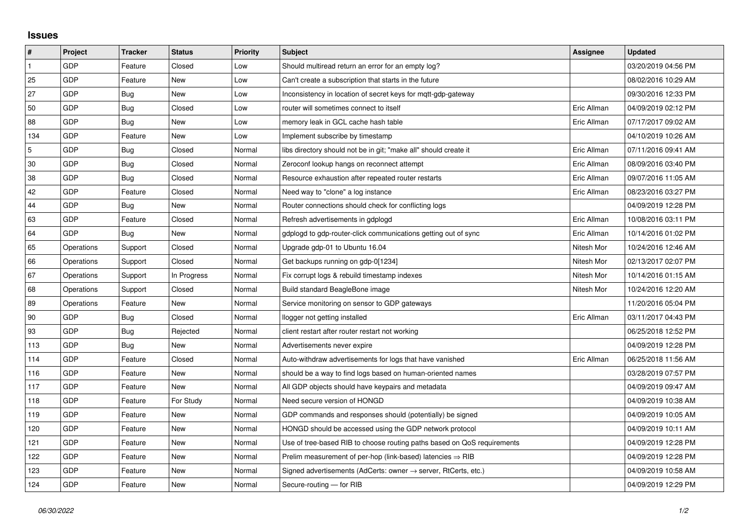## Issues

| # | Project | Tracker | Status | Priority | Subject | Assignee | Updated |
|---|---|---|---|---|---|---|---|
| 1 | GDP | Feature | Closed | Low | Should multiread return an error for an empty log? | | 03/20/2019 04:56 PM |
| 25 | GDP | Feature | New | Low | Can't create a subscription that starts in the future | | 08/02/2016 10:29 AM |
| 27 | GDP | Bug | New | Low | Inconsistency in location of secret keys for mqtt-gdp-gateway | | 09/30/2016 12:33 PM |
| 50 | GDP | Bug | Closed | Low | router will sometimes connect to itself | Eric Allman | 04/09/2019 02:12 PM |
| 88 | GDP | Bug | New | Low | memory leak in GCL cache hash table | Eric Allman | 07/17/2017 09:02 AM |
| 134 | GDP | Feature | New | Low | Implement subscribe by timestamp | | 04/10/2019 10:26 AM |
| 5 | GDP | Bug | Closed | Normal | libs directory should not be in git; "make all" should create it | Eric Allman | 07/11/2016 09:41 AM |
| 30 | GDP | Bug | Closed | Normal | Zeroconf lookup hangs on reconnect attempt | Eric Allman | 08/09/2016 03:40 PM |
| 38 | GDP | Bug | Closed | Normal | Resource exhaustion after repeated router restarts | Eric Allman | 09/07/2016 11:05 AM |
| 42 | GDP | Feature | Closed | Normal | Need way to "clone" a log instance | Eric Allman | 08/23/2016 03:27 PM |
| 44 | GDP | Bug | New | Normal | Router connections should check for conflicting logs | | 04/09/2019 12:28 PM |
| 63 | GDP | Feature | Closed | Normal | Refresh advertisements in gdplogd | Eric Allman | 10/08/2016 03:11 PM |
| 64 | GDP | Bug | New | Normal | gdplogd to gdp-router-click communications getting out of sync | Eric Allman | 10/14/2016 01:02 PM |
| 65 | Operations | Support | Closed | Normal | Upgrade gdp-01 to Ubuntu 16.04 | Nitesh Mor | 10/24/2016 12:46 AM |
| 66 | Operations | Support | Closed | Normal | Get backups running on gdp-0[1234] | Nitesh Mor | 02/13/2017 02:07 PM |
| 67 | Operations | Support | In Progress | Normal | Fix corrupt logs & rebuild timestamp indexes | Nitesh Mor | 10/14/2016 01:15 AM |
| 68 | Operations | Support | Closed | Normal | Build standard BeagleBone image | Nitesh Mor | 10/24/2016 12:20 AM |
| 89 | Operations | Feature | New | Normal | Service monitoring on sensor to GDP gateways | | 11/20/2016 05:04 PM |
| 90 | GDP | Bug | Closed | Normal | llogger not getting installed | Eric Allman | 03/11/2017 04:43 PM |
| 93 | GDP | Bug | Rejected | Normal | client restart after router restart not working | | 06/25/2018 12:52 PM |
| 113 | GDP | Bug | New | Normal | Advertisements never expire | | 04/09/2019 12:28 PM |
| 114 | GDP | Feature | Closed | Normal | Auto-withdraw advertisements for logs that have vanished | Eric Allman | 06/25/2018 11:56 AM |
| 116 | GDP | Feature | New | Normal | should be a way to find logs based on human-oriented names | | 03/28/2019 07:57 PM |
| 117 | GDP | Feature | New | Normal | All GDP objects should have keypairs and metadata | | 04/09/2019 09:47 AM |
| 118 | GDP | Feature | For Study | Normal | Need secure version of HONGD | | 04/09/2019 10:38 AM |
| 119 | GDP | Feature | New | Normal | GDP commands and responses should (potentially) be signed | | 04/09/2019 10:05 AM |
| 120 | GDP | Feature | New | Normal | HONGD should be accessed using the GDP network protocol | | 04/09/2019 10:11 AM |
| 121 | GDP | Feature | New | Normal | Use of tree-based RIB to choose routing paths based on QoS requirements | | 04/09/2019 12:28 PM |
| 122 | GDP | Feature | New | Normal | Prelim measurement of per-hop (link-based) latencies ⇒ RIB | | 04/09/2019 12:28 PM |
| 123 | GDP | Feature | New | Normal | Signed advertisements (AdCerts: owner → server, RtCerts, etc.) | | 04/09/2019 10:58 AM |
| 124 | GDP | Feature | New | Normal | Secure-routing — for RIB | | 04/09/2019 12:29 PM |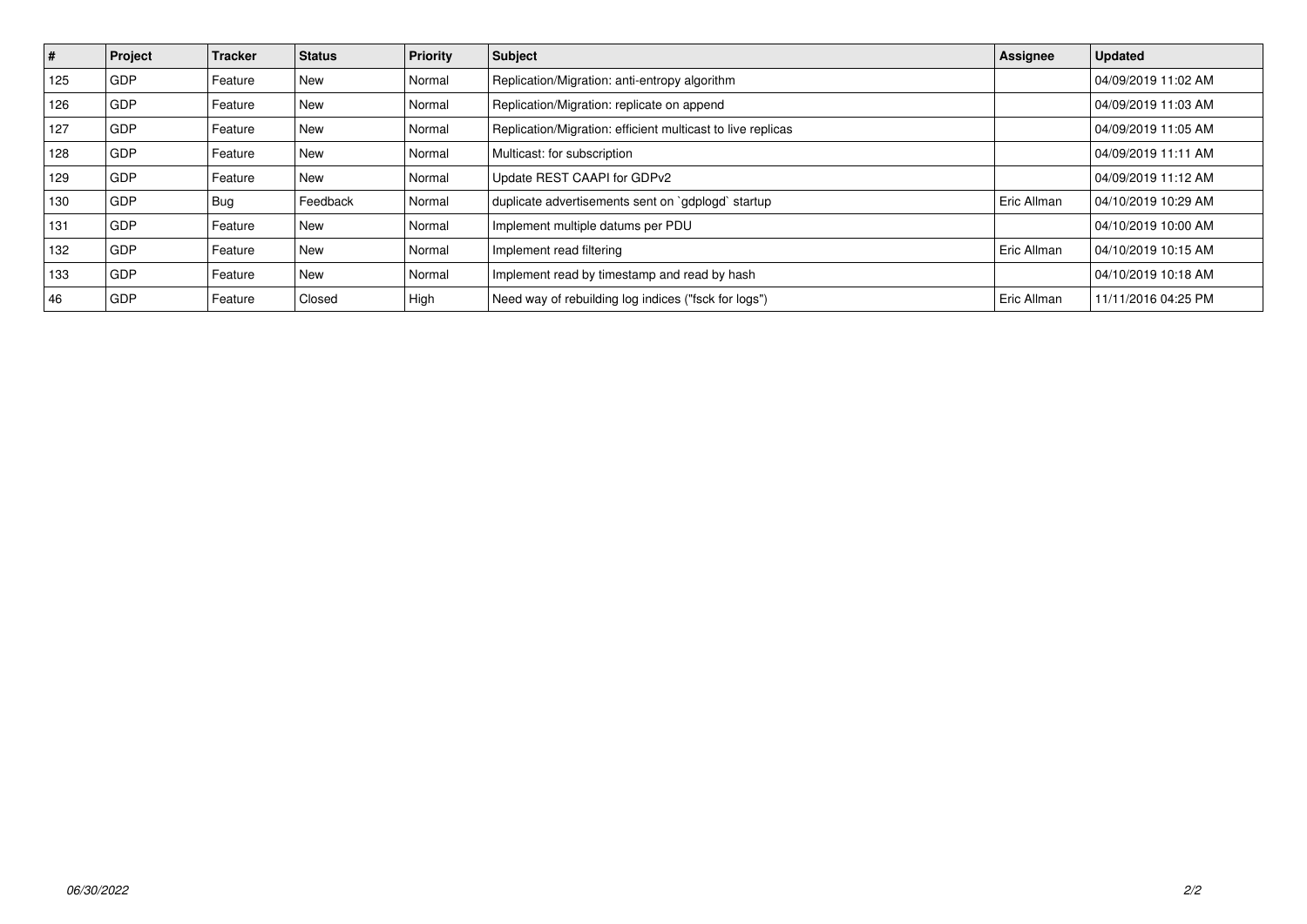| # | Project | Tracker | Status | Priority | Subject | Assignee | Updated |
|---|---|---|---|---|---|---|---|
| 125 | GDP | Feature | New | Normal | Replication/Migration: anti-entropy algorithm | | 04/09/2019 11:02 AM |
| 126 | GDP | Feature | New | Normal | Replication/Migration: replicate on append | | 04/09/2019 11:03 AM |
| 127 | GDP | Feature | New | Normal | Replication/Migration: efficient multicast to live replicas | | 04/09/2019 11:05 AM |
| 128 | GDP | Feature | New | Normal | Multicast: for subscription | | 04/09/2019 11:11 AM |
| 129 | GDP | Feature | New | Normal | Update REST CAAPI for GDPv2 | | 04/09/2019 11:12 AM |
| 130 | GDP | Bug | Feedback | Normal | duplicate advertisements sent on `gdplogd` startup | Eric Allman | 04/10/2019 10:29 AM |
| 131 | GDP | Feature | New | Normal | Implement multiple datums per PDU | | 04/10/2019 10:00 AM |
| 132 | GDP | Feature | New | Normal | Implement read filtering | Eric Allman | 04/10/2019 10:15 AM |
| 133 | GDP | Feature | New | Normal | Implement read by timestamp and read by hash | | 04/10/2019 10:18 AM |
| 46 | GDP | Feature | Closed | High | Need way of rebuilding log indices ("fsck for logs") | Eric Allman | 11/11/2016 04:25 PM |